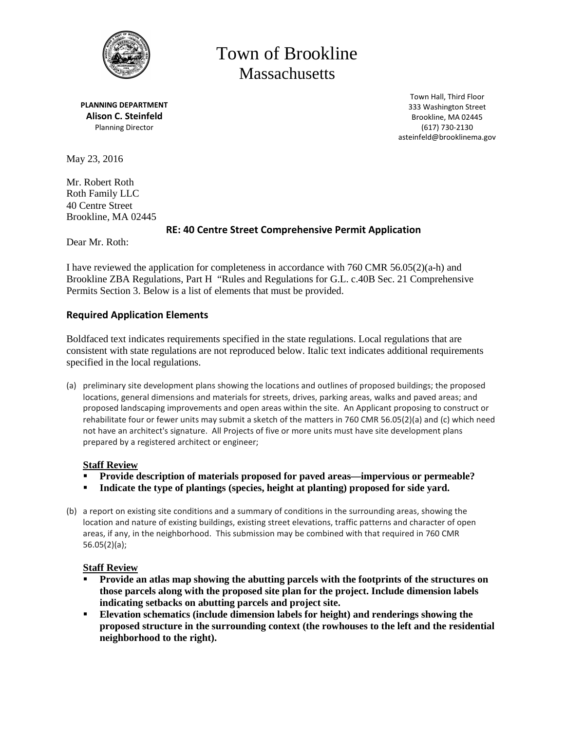# Town of Brookline
## Massachusetts

**PLANNING DEPARTMENT**
**Alison C. Steinfeld**
Planning Director

Town Hall, Third Floor
333 Washington Street
Brookline, MA 02445
(617) 730-2130
asteinfeld@brooklinema.gov

May 23, 2016

Mr. Robert Roth
Roth Family LLC
40 Centre Street
Brookline, MA 02445

**RE: 40 Centre Street Comprehensive Permit Application**

Dear Mr. Roth:

I have reviewed the application for completeness in accordance with 760 CMR 56.05(2)(a-h) and Brookline ZBA Regulations, Part H "Rules and Regulations for G.L. c.40B Sec. 21 Comprehensive Permits Section 3. Below is a list of elements that must be provided.

### Required Application Elements

Boldfaced text indicates requirements specified in the state regulations. Local regulations that are consistent with state regulations are not reproduced below. Italic text indicates additional requirements specified in the local regulations.

(a) preliminary site development plans showing the locations and outlines of proposed buildings; the proposed locations, general dimensions and materials for streets, drives, parking areas, walks and paved areas; and proposed landscaping improvements and open areas within the site. An Applicant proposing to construct or rehabilitate four or fewer units may submit a sketch of the matters in 760 CMR 56.05(2)(a) and (c) which need not have an architect's signature. All Projects of five or more units must have site development plans prepared by a registered architect or engineer;

**Staff Review**

- **Provide description of materials proposed for paved areas—impervious or permeable?**
- **Indicate the type of plantings (species, height at planting) proposed for side yard.**

(b) a report on existing site conditions and a summary of conditions in the surrounding areas, showing the location and nature of existing buildings, existing street elevations, traffic patterns and character of open areas, if any, in the neighborhood. This submission may be combined with that required in 760 CMR 56.05(2)(a);

**Staff Review**

- **Provide an atlas map showing the abutting parcels with the footprints of the structures on those parcels along with the proposed site plan for the project. Include dimension labels indicating setbacks on abutting parcels and project site.**
- **Elevation schematics (include dimension labels for height) and renderings showing the proposed structure in the surrounding context (the rowhouses to the left and the residential neighborhood to the right).**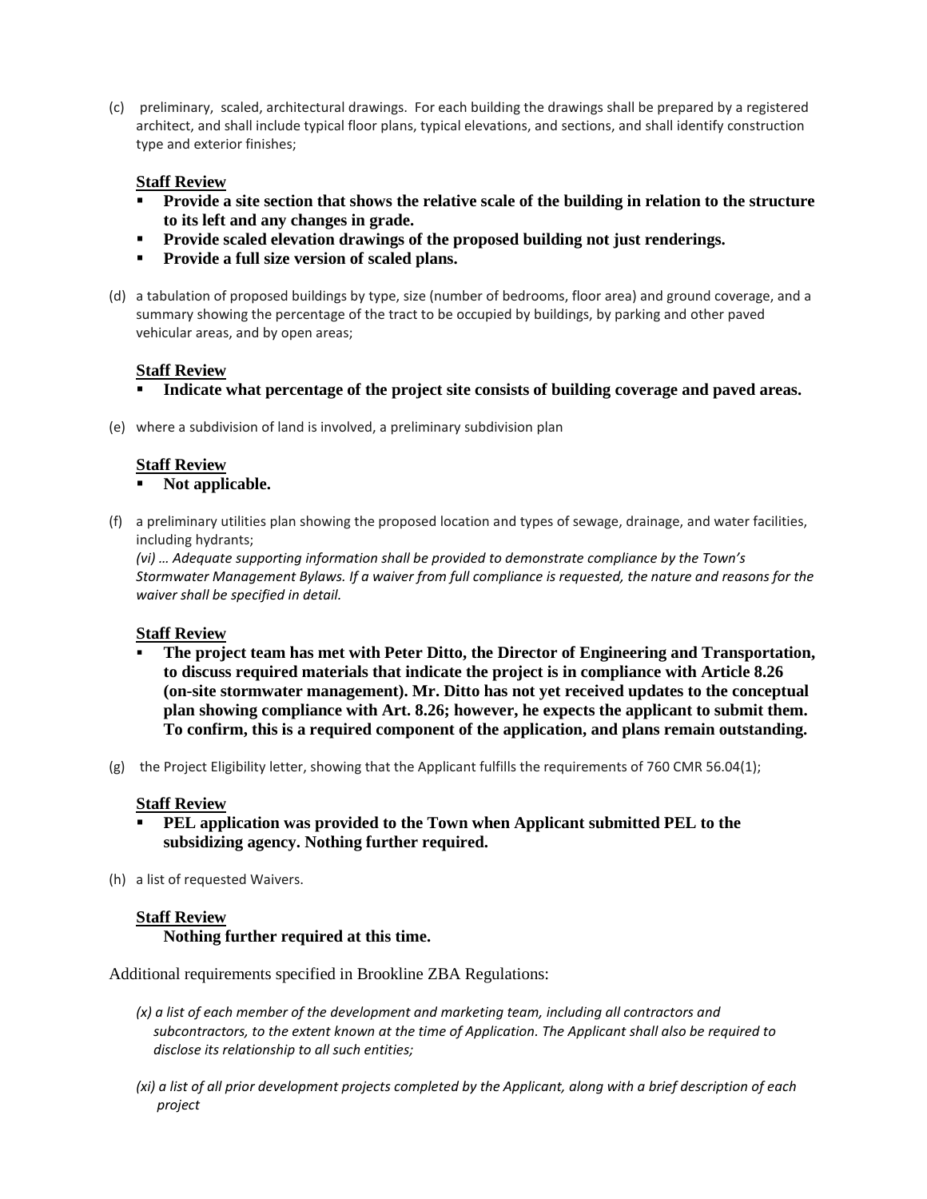(c) preliminary, scaled, architectural drawings. For each building the drawings shall be prepared by a registered architect, and shall include typical floor plans, typical elevations, and sections, and shall identify construction type and exterior finishes;

**<u>Staff Review</u>**

- **Provide a site section that shows the relative scale of the building in relation to the structure to its left and any changes in grade.**
- **Provide scaled elevation drawings of the proposed building not just renderings.**
- **Provide a full size version of scaled plans.**

(d) a tabulation of proposed buildings by type, size (number of bedrooms, floor area) and ground coverage, and a summary showing the percentage of the tract to be occupied by buildings, by parking and other paved vehicular areas, and by open areas;

**<u>Staff Review</u>**

- **Indicate what percentage of the project site consists of building coverage and paved areas.**

(e) where a subdivision of land is involved, a preliminary subdivision plan

**<u>Staff Review</u>**

- **Not applicable.**

(f) a preliminary utilities plan showing the proposed location and types of sewage, drainage, and water facilities, including hydrants;
*(vi) … Adequate supporting information shall be provided to demonstrate compliance by the Town's Stormwater Management Bylaws. If a waiver from full compliance is requested, the nature and reasons for the waiver shall be specified in detail.*

**<u>Staff Review</u>**

- **The project team has met with Peter Ditto, the Director of Engineering and Transportation, to discuss required materials that indicate the project is in compliance with Article 8.26 (on-site stormwater management). Mr. Ditto has not yet received updates to the conceptual plan showing compliance with Art. 8.26; however, he expects the applicant to submit them. To confirm, this is a required component of the application, and plans remain outstanding.**

(g) the Project Eligibility letter, showing that the Applicant fulfills the requirements of 760 CMR 56.04(1);

**<u>Staff Review</u>**

- **PEL application was provided to the Town when Applicant submitted PEL to the subsidizing agency. Nothing further required.**

(h) a list of requested Waivers.

**<u>Staff Review</u>**

**Nothing further required at this time.**

Additional requirements specified in Brookline ZBA Regulations:

*(x) a list of each member of the development and marketing team, including all contractors and subcontractors, to the extent known at the time of Application. The Applicant shall also be required to disclose its relationship to all such entities;*

*(xi) a list of all prior development projects completed by the Applicant, along with a brief description of each project*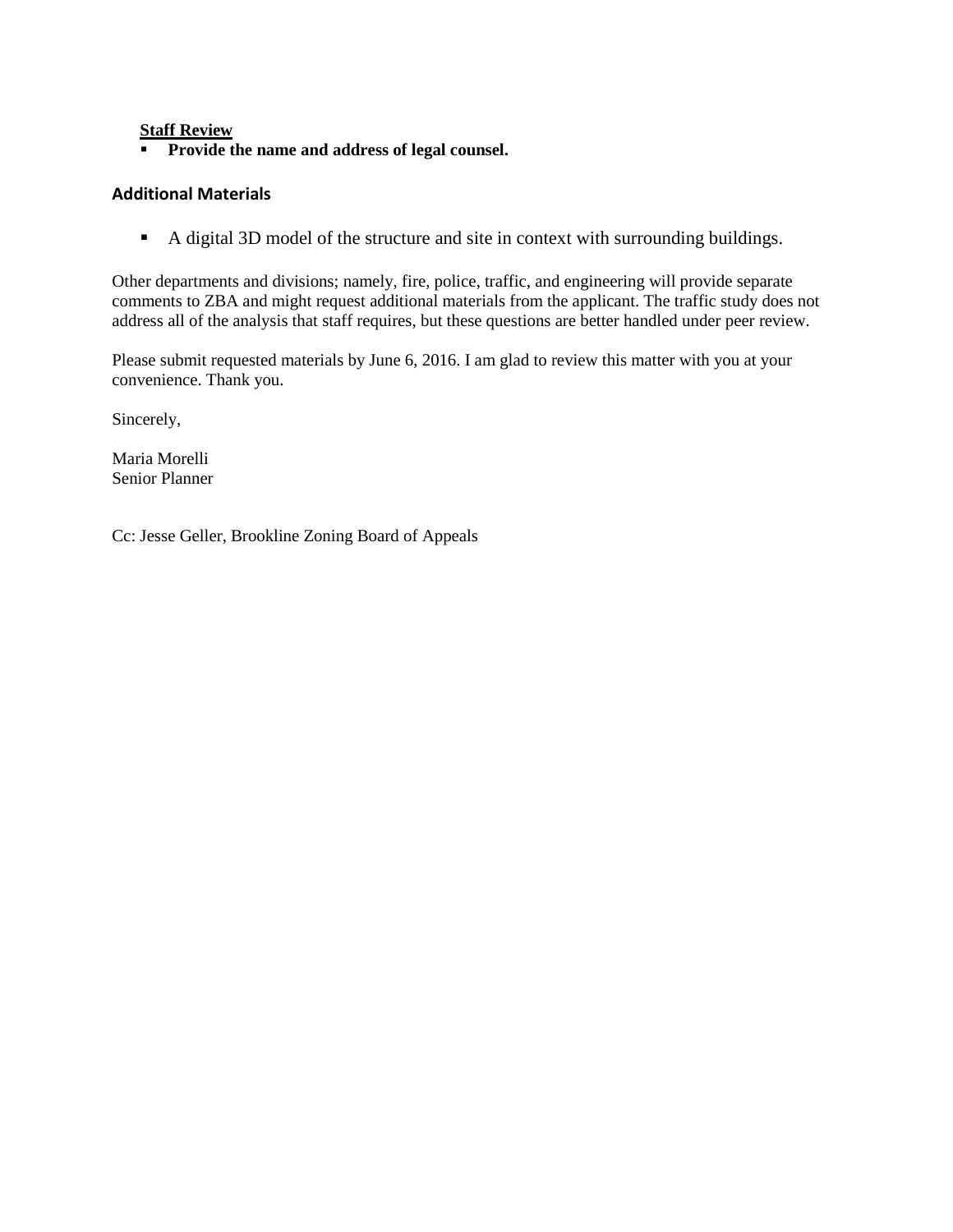**Staff Review**

- **Provide the name and address of legal counsel.**

## Additional Materials

- A digital 3D model of the structure and site in context with surrounding buildings.

Other departments and divisions; namely, fire, police, traffic, and engineering will provide separate comments to ZBA and might request additional materials from the applicant. The traffic study does not address all of the analysis that staff requires, but these questions are better handled under peer review.

Please submit requested materials by June 6, 2016. I am glad to review this matter with you at your convenience. Thank you.

Sincerely,

Maria Morelli
Senior Planner

Cc: Jesse Geller, Brookline Zoning Board of Appeals